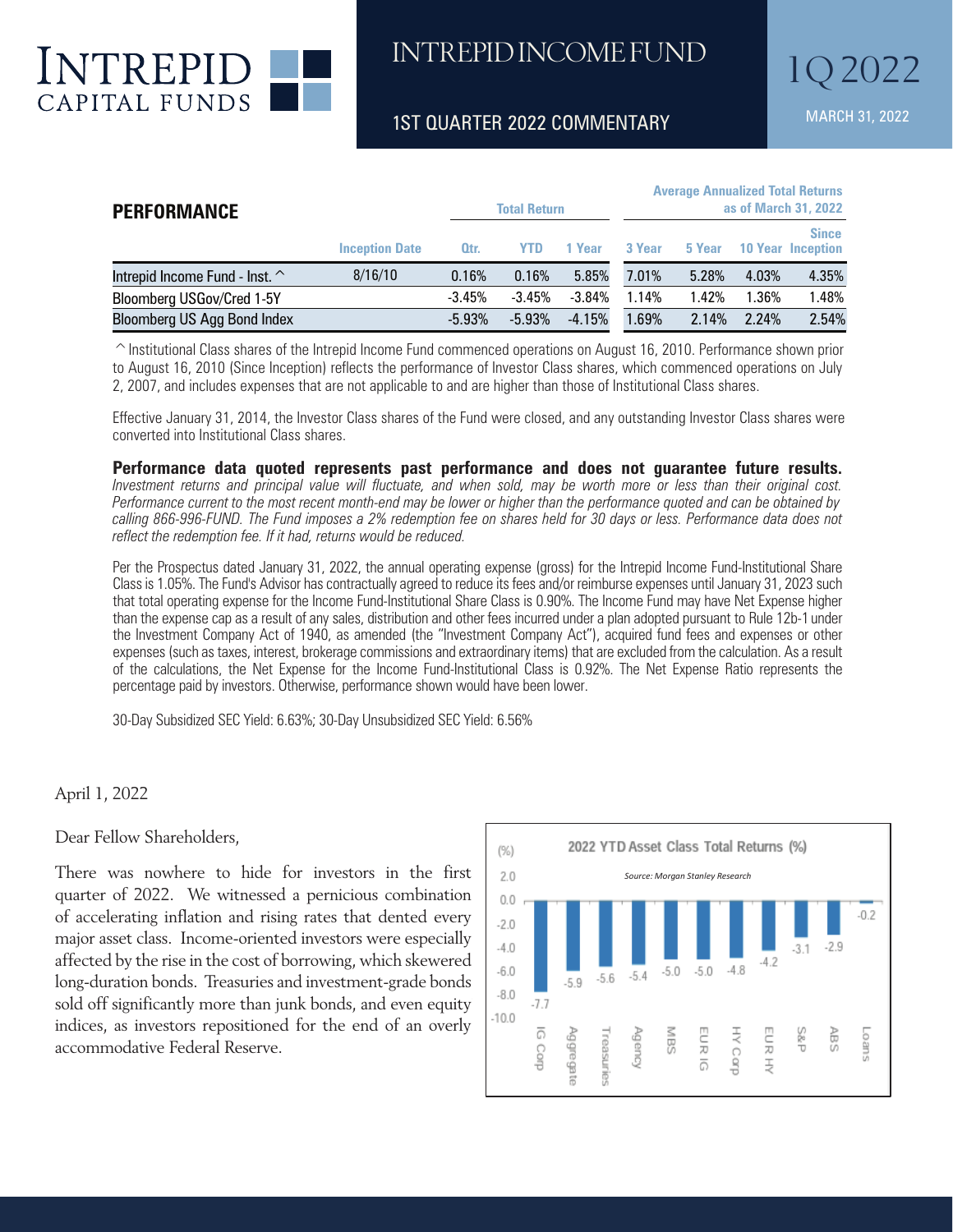# INTREPID CAPITAL FUNDS

# INTREPID INCOME FUND

## 1ST QUARTER 2022 COMMENTARY

1Q 2022

MARCH 31, 2022

## PERFORMANCE

| | | Total Return | | | Average Annualized Total Returns as of March 31, 2022 | | | |
|---|---|---|---|---|---|---|---|---|
| | Inception Date | Qtr. | YTD | 1 Year | 3 Year | 5 Year | 10 Year | Since Inception |
| Intrepid Income Fund - Inst. ^ | 8/16/10 | 0.16% | 0.16% | 5.85% | 7.01% | 5.28% | 4.03% | 4.35% |
| Bloomberg USGov/Cred 1-5Y | | -3.45% | -3.45% | -3.84% | 1.14% | 1.42% | 1.36% | 1.48% |
| Bloomberg US Agg Bond Index | | -5.93% | -5.93% | -4.15% | 1.69% | 2.14% | 2.24% | 2.54% |

^ Institutional Class shares of the Intrepid Income Fund commenced operations on August 16, 2010. Performance shown prior to August 16, 2010 (Since Inception) reflects the performance of Investor Class shares, which commenced operations on July 2, 2007, and includes expenses that are not applicable to and are higher than those of Institutional Class shares.

Effective January 31, 2014, the Investor Class shares of the Fund were closed, and any outstanding Investor Class shares were converted into Institutional Class shares.

**Performance data quoted represents past performance and does not guarantee future results.** *Investment returns and principal value will fluctuate, and when sold, may be worth more or less than their original cost. Performance current to the most recent month-end may be lower or higher than the performance quoted and can be obtained by calling 866-996-FUND. The Fund imposes a 2% redemption fee on shares held for 30 days or less. Performance data does not reflect the redemption fee. If it had, returns would be reduced.*

Per the Prospectus dated January 31, 2022, the annual operating expense (gross) for the Intrepid Income Fund-Institutional Share Class is 1.05%. The Fund's Advisor has contractually agreed to reduce its fees and/or reimburse expenses until January 31, 2023 such that total operating expense for the Income Fund-Institutional Share Class is 0.90%. The Income Fund may have Net Expense higher than the expense cap as a result of any sales, distribution and other fees incurred under a plan adopted pursuant to Rule 12b-1 under the Investment Company Act of 1940, as amended (the "Investment Company Act"), acquired fund fees and expenses or other expenses (such as taxes, interest, brokerage commissions and extraordinary items) that are excluded from the calculation. As a result of the calculations, the Net Expense for the Income Fund-Institutional Class is 0.92%. The Net Expense Ratio represents the percentage paid by investors. Otherwise, performance shown would have been lower.

30-Day Subsidized SEC Yield: 6.63%; 30-Day Unsubsidized SEC Yield: 6.56%

April 1, 2022

Dear Fellow Shareholders,

There was nowhere to hide for investors in the first quarter of 2022. We witnessed a pernicious combination of accelerating inflation and rising rates that dented every major asset class. Income-oriented investors were especially affected by the rise in the cost of borrowing, which skewered long-duration bonds. Treasuries and investment-grade bonds sold off significantly more than junk bonds, and even equity indices, as investors repositioned for the end of an overly accommodative Federal Reserve.

**2022 YTD Asset Class Total Returns (%)**

*Source: Morgan Stanley Research*

| Asset Class | Return (%) |
|---|---|
| IG Corp | -7.7 |
| Aggregate | -5.9 |
| Treasuries | -5.6 |
| Agency | -5.4 |
| MBS | -5.0 |
| EUR IG | -5.0 |
| HY Corp | -4.8 |
| EUR HY | -4.2 |
| S&P | -3.1 |
| ABS | -2.9 |
| Loans | -0.2 |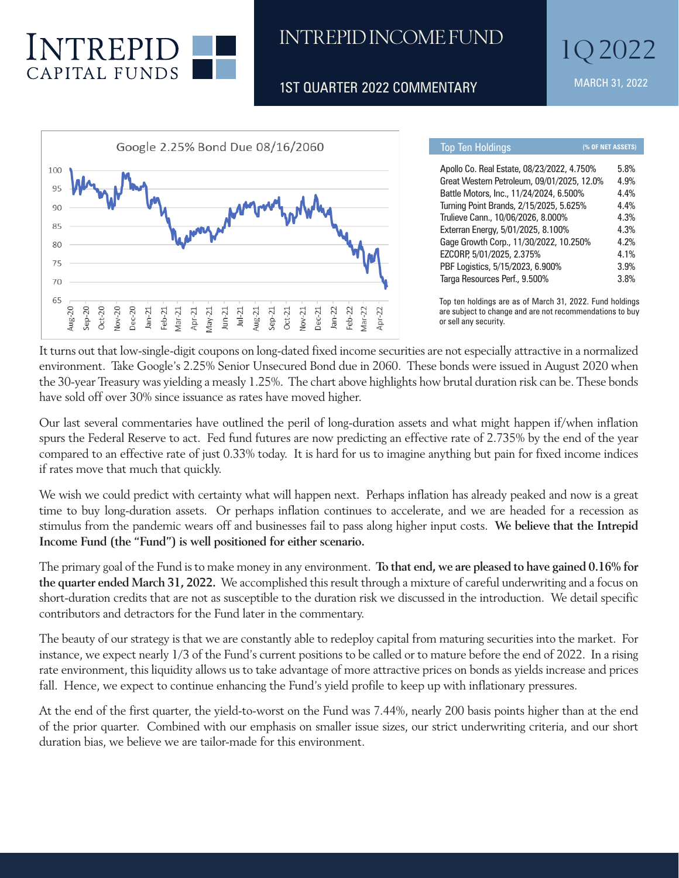# INTREPID INCOME FUND

## 1ST QUARTER 2022 COMMENTARY

1Q 2022

MARCH 31, 2022

Google 2.25% Bond Due 08/16/2060

| Top Ten Holdings | (% OF NET ASSETS) |
|---|---|
| Apollo Co. Real Estate, 08/23/2022, 4.750% | 5.8% |
| Great Western Petroleum, 09/01/2025, 12.0% | 4.9% |
| Battle Motors, Inc., 11/24/2024, 6.500% | 4.4% |
| Turning Point Brands, 2/15/2025, 5.625% | 4.4% |
| Trulieve Cann., 10/06/2026, 8.000% | 4.3% |
| Exterran Energy, 5/01/2025, 8.100% | 4.3% |
| Gage Growth Corp., 11/30/2022, 10.250% | 4.2% |
| EZCORP, 5/01/2025, 2.375% | 4.1% |
| PBF Logistics, 5/15/2023, 6.900% | 3.9% |
| Targa Resources Perf., 9.500% | 3.8% |

Top ten holdings are as of March 31, 2022. Fund holdings are subject to change and are not recommendations to buy or sell any security.

It turns out that low-single-digit coupons on long-dated fixed income securities are not especially attractive in a normalized environment. Take Google's 2.25% Senior Unsecured Bond due in 2060. These bonds were issued in August 2020 when the 30-year Treasury was yielding a measly 1.25%. The chart above highlights how brutal duration risk can be. These bonds have sold off over 30% since issuance as rates have moved higher.

Our last several commentaries have outlined the peril of long-duration assets and what might happen if/when inflation spurs the Federal Reserve to act. Fed fund futures are now predicting an effective rate of 2.735% by the end of the year compared to an effective rate of just 0.33% today. It is hard for us to imagine anything but pain for fixed income indices if rates move that much that quickly.

We wish we could predict with certainty what will happen next. Perhaps inflation has already peaked and now is a great time to buy long-duration assets. Or perhaps inflation continues to accelerate, and we are headed for a recession as stimulus from the pandemic wears off and businesses fail to pass along higher input costs. **We believe that the Intrepid Income Fund (the "Fund") is well positioned for either scenario.**

The primary goal of the Fund is to make money in any environment. **To that end, we are pleased to have gained 0.16% for the quarter ended March 31, 2022.** We accomplished this result through a mixture of careful underwriting and a focus on short-duration credits that are not as susceptible to the duration risk we discussed in the introduction. We detail specific contributors and detractors for the Fund later in the commentary.

The beauty of our strategy is that we are constantly able to redeploy capital from maturing securities into the market. For instance, we expect nearly 1/3 of the Fund's current positions to be called or to mature before the end of 2022. In a rising rate environment, this liquidity allows us to take advantage of more attractive prices on bonds as yields increase and prices fall. Hence, we expect to continue enhancing the Fund's yield profile to keep up with inflationary pressures.

At the end of the first quarter, the yield-to-worst on the Fund was 7.44%, nearly 200 basis points higher than at the end of the prior quarter. Combined with our emphasis on smaller issue sizes, our strict underwriting criteria, and our short duration bias, we believe we are tailor-made for this environment.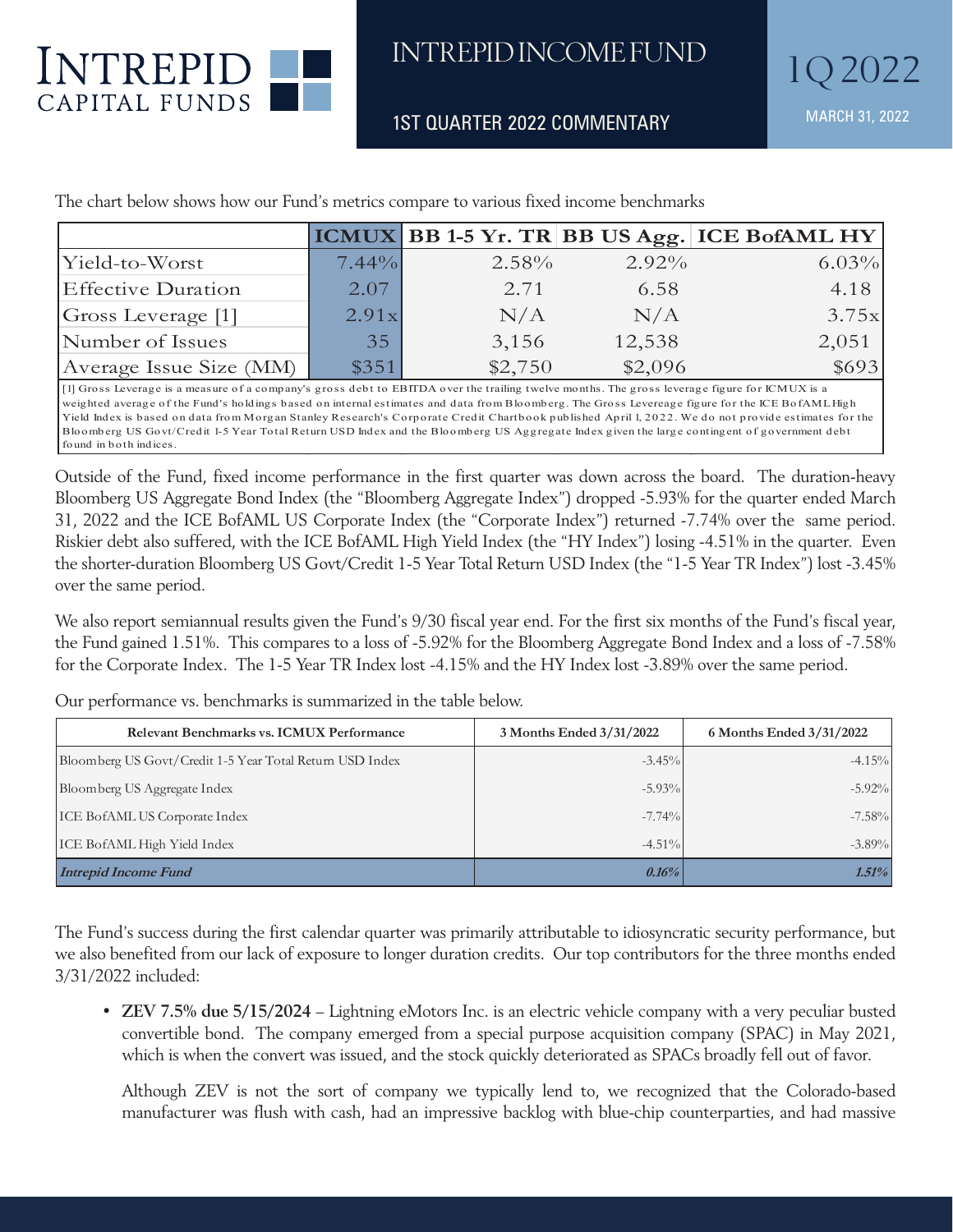The chart below shows how our Fund's metrics compare to various fixed income benchmarks

| | ICMUX | BB 1-5 Yr. TR | BB US Agg. | ICE BofAML HY |
|---|---|---|---|---|
| Yield-to-Worst | 7.44% | 2.58% | 2.92% | 6.03% |
| Effective Duration | 2.07 | 2.71 | 6.58 | 4.18 |
| Gross Leverage [1] | 2.91x | N/A | N/A | 3.75x |
| Number of Issues | 35 | 3,156 | 12,538 | 2,051 |
| Average Issue Size (MM) | $351 | $2,750 | $2,096 | $693 |

[1] Gross Leverage is a measure of a company's gross debt to EBITDA over the trailing twelve months. The gross leverage figure for ICMUX is a weighted average of the Fund's holdings based on internal estimates and data from Bloomberg. The Gross Levereage figure for the ICE BofAML High Yield Index is based on data from Morgan Stanley Research's Corporate Credit Chartbook published April 1, 2022. We do not provide estimates for the Bloomberg US Govt/Credit 1-5 Year Total Return USD Index and the Bloomberg US Aggregate Index given the large contingent of government debt found in both indices.

Outside of the Fund, fixed income performance in the first quarter was down across the board. The duration-heavy Bloomberg US Aggregate Bond Index (the "Bloomberg Aggregate Index") dropped -5.93% for the quarter ended March 31, 2022 and the ICE BofAML US Corporate Index (the "Corporate Index") returned -7.74% over the same period. Riskier debt also suffered, with the ICE BofAML High Yield Index (the "HY Index") losing -4.51% in the quarter. Even the shorter-duration Bloomberg US Govt/Credit 1-5 Year Total Return USD Index (the "1-5 Year TR Index") lost -3.45% over the same period.

We also report semiannual results given the Fund's 9/30 fiscal year end. For the first six months of the Fund's fiscal year, the Fund gained 1.51%. This compares to a loss of -5.92% for the Bloomberg Aggregate Bond Index and a loss of -7.58% for the Corporate Index. The 1-5 Year TR Index lost -4.15% and the HY Index lost -3.89% over the same period.

Our performance vs. benchmarks is summarized in the table below.

| Relevant Benchmarks vs. ICMUX Performance | 3 Months Ended 3/31/2022 | 6 Months Ended 3/31/2022 |
|---|---|---|
| Bloomberg US Govt/Credit 1-5 Year Total Return USD Index | -3.45% | -4.15% |
| Bloomberg US Aggregate Index | -5.93% | -5.92% |
| ICE BofAML US Corporate Index | -7.74% | -7.58% |
| ICE BofAML High Yield Index | -4.51% | -3.89% |
| ***Intrepid Income Fund*** | ***0.16%*** | ***1.51%*** |

The Fund's success during the first calendar quarter was primarily attributable to idiosyncratic security performance, but we also benefited from our lack of exposure to longer duration credits. Our top contributors for the three months ended 3/31/2022 included:

- **ZEV 7.5% due 5/15/2024** – Lightning eMotors Inc. is an electric vehicle company with a very peculiar busted convertible bond. The company emerged from a special purpose acquisition company (SPAC) in May 2021, which is when the convert was issued, and the stock quickly deteriorated as SPACs broadly fell out of favor.

  Although ZEV is not the sort of company we typically lend to, we recognized that the Colorado-based manufacturer was flush with cash, had an impressive backlog with blue-chip counterparties, and had massive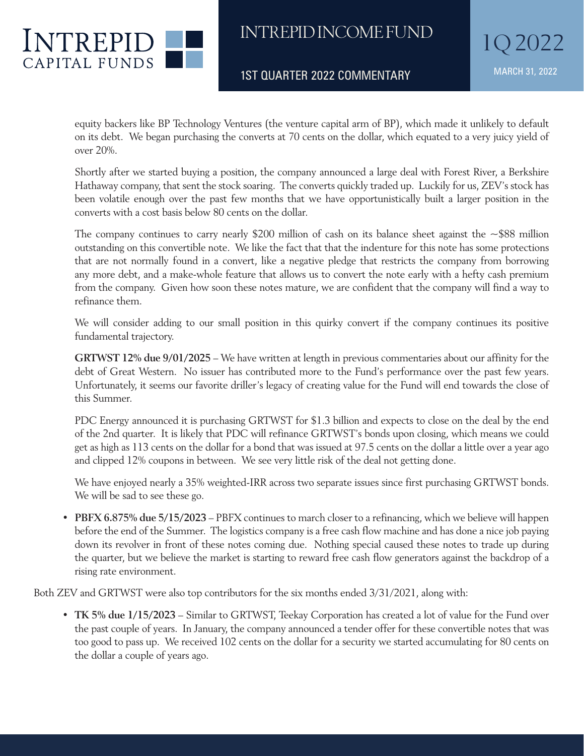equity backers like BP Technology Ventures (the venture capital arm of BP), which made it unlikely to default on its debt. We began purchasing the converts at 70 cents on the dollar, which equated to a very juicy yield of over 20%.

Shortly after we started buying a position, the company announced a large deal with Forest River, a Berkshire Hathaway company, that sent the stock soaring. The converts quickly traded up. Luckily for us, ZEV's stock has been volatile enough over the past few months that we have opportunistically built a larger position in the converts with a cost basis below 80 cents on the dollar.

The company continues to carry nearly $200 million of cash on its balance sheet against the ~$88 million outstanding on this convertible note. We like the fact that that the indenture for this note has some protections that are not normally found in a convert, like a negative pledge that restricts the company from borrowing any more debt, and a make-whole feature that allows us to convert the note early with a hefty cash premium from the company. Given how soon these notes mature, we are confident that the company will find a way to refinance them.

We will consider adding to our small position in this quirky convert if the company continues its positive fundamental trajectory.

**GRTWST 12% due 9/01/2025** – We have written at length in previous commentaries about our affinity for the debt of Great Western. No issuer has contributed more to the Fund's performance over the past few years. Unfortunately, it seems our favorite driller's legacy of creating value for the Fund will end towards the close of this Summer.

PDC Energy announced it is purchasing GRTWST for $1.3 billion and expects to close on the deal by the end of the 2nd quarter. It is likely that PDC will refinance GRTWST's bonds upon closing, which means we could get as high as 113 cents on the dollar for a bond that was issued at 97.5 cents on the dollar a little over a year ago and clipped 12% coupons in between. We see very little risk of the deal not getting done.

We have enjoyed nearly a 35% weighted-IRR across two separate issues since first purchasing GRTWST bonds. We will be sad to see these go.

- **PBFX 6.875% due 5/15/2023** – PBFX continues to march closer to a refinancing, which we believe will happen before the end of the Summer. The logistics company is a free cash flow machine and has done a nice job paying down its revolver in front of these notes coming due. Nothing special caused these notes to trade up during the quarter, but we believe the market is starting to reward free cash flow generators against the backdrop of a rising rate environment.

Both ZEV and GRTWST were also top contributors for the six months ended 3/31/2021, along with:

- **TK 5% due 1/15/2023** – Similar to GRTWST, Teekay Corporation has created a lot of value for the Fund over the past couple of years. In January, the company announced a tender offer for these convertible notes that was too good to pass up. We received 102 cents on the dollar for a security we started accumulating for 80 cents on the dollar a couple of years ago.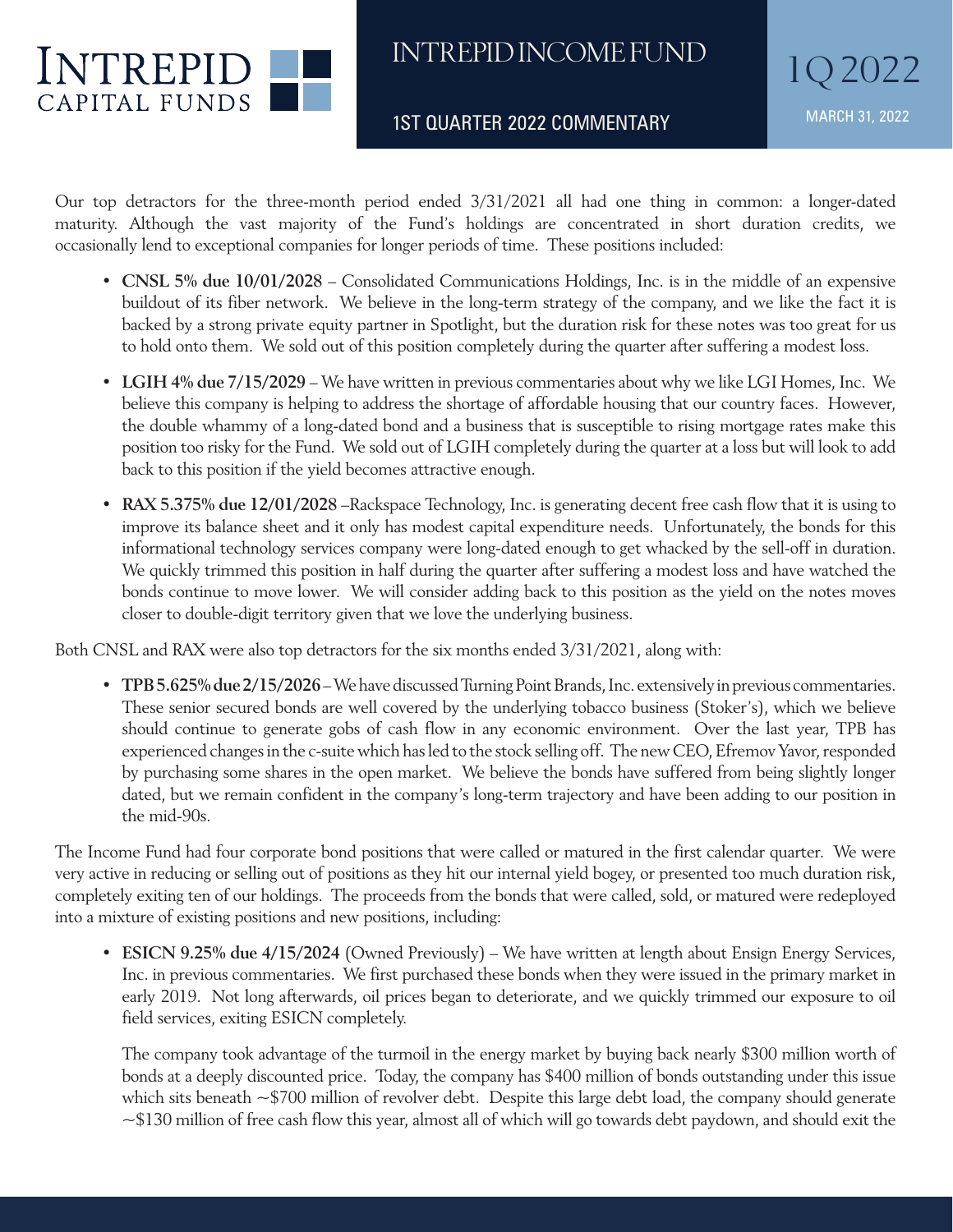Our top detractors for the three-month period ended 3/31/2021 all had one thing in common: a longer-dated maturity. Although the vast majority of the Fund's holdings are concentrated in short duration credits, we occasionally lend to exceptional companies for longer periods of time. These positions included:

- **CNSL 5% due 10/01/2028** – Consolidated Communications Holdings, Inc. is in the middle of an expensive buildout of its fiber network. We believe in the long-term strategy of the company, and we like the fact it is backed by a strong private equity partner in Spotlight, but the duration risk for these notes was too great for us to hold onto them. We sold out of this position completely during the quarter after suffering a modest loss.
- **LGIH 4% due 7/15/2029** – We have written in previous commentaries about why we like LGI Homes, Inc. We believe this company is helping to address the shortage of affordable housing that our country faces. However, the double whammy of a long-dated bond and a business that is susceptible to rising mortgage rates make this position too risky for the Fund. We sold out of LGIH completely during the quarter at a loss but will look to add back to this position if the yield becomes attractive enough.
- **RAX 5.375% due 12/01/2028** –Rackspace Technology, Inc. is generating decent free cash flow that it is using to improve its balance sheet and it only has modest capital expenditure needs. Unfortunately, the bonds for this informational technology services company were long-dated enough to get whacked by the sell-off in duration. We quickly trimmed this position in half during the quarter after suffering a modest loss and have watched the bonds continue to move lower. We will consider adding back to this position as the yield on the notes moves closer to double-digit territory given that we love the underlying business.

Both CNSL and RAX were also top detractors for the six months ended 3/31/2021, along with:

- **TPB 5.625% due 2/15/2026** – We have discussed Turning Point Brands, Inc. extensively in previous commentaries. These senior secured bonds are well covered by the underlying tobacco business (Stoker's), which we believe should continue to generate gobs of cash flow in any economic environment. Over the last year, TPB has experienced changes in the c-suite which has led to the stock selling off. The new CEO, Efremov Yavor, responded by purchasing some shares in the open market. We believe the bonds have suffered from being slightly longer dated, but we remain confident in the company's long-term trajectory and have been adding to our position in the mid-90s.

The Income Fund had four corporate bond positions that were called or matured in the first calendar quarter. We were very active in reducing or selling out of positions as they hit our internal yield bogey, or presented too much duration risk, completely exiting ten of our holdings. The proceeds from the bonds that were called, sold, or matured were redeployed into a mixture of existing positions and new positions, including:

- **ESICN 9.25% due 4/15/2024** (Owned Previously) – We have written at length about Ensign Energy Services, Inc. in previous commentaries. We first purchased these bonds when they were issued in the primary market in early 2019. Not long afterwards, oil prices began to deteriorate, and we quickly trimmed our exposure to oil field services, exiting ESICN completely.

  The company took advantage of the turmoil in the energy market by buying back nearly \$300 million worth of bonds at a deeply discounted price. Today, the company has \$400 million of bonds outstanding under this issue which sits beneath ~\$700 million of revolver debt. Despite this large debt load, the company should generate ~\$130 million of free cash flow this year, almost all of which will go towards debt paydown, and should exit the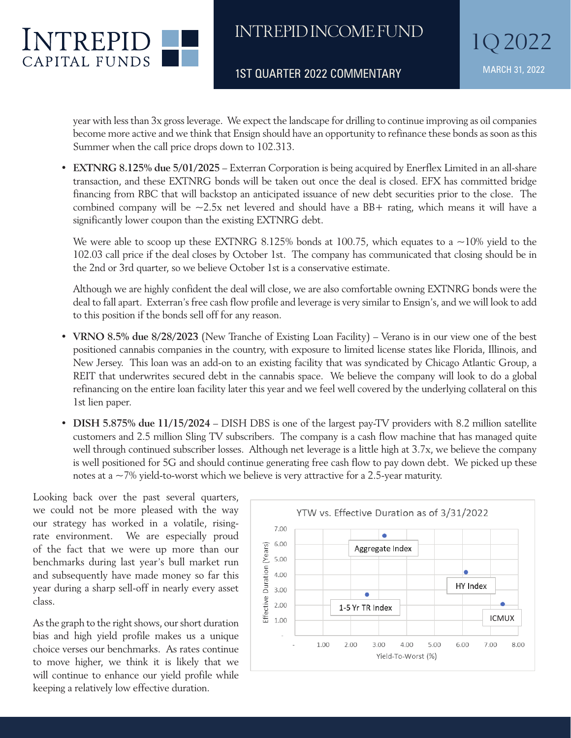year with less than 3x gross leverage. We expect the landscape for drilling to continue improving as oil companies become more active and we think that Ensign should have an opportunity to refinance these bonds as soon as this Summer when the call price drops down to 102.313.

- **EXTNRG 8.125% due 5/01/2025** – Exterran Corporation is being acquired by Enerflex Limited in an all-share transaction, and these EXTNRG bonds will be taken out once the deal is closed. EFX has committed bridge financing from RBC that will backstop an anticipated issuance of new debt securities prior to the close. The combined company will be ~2.5x net levered and should have a BB+ rating, which means it will have a significantly lower coupon than the existing EXTNRG debt.

  We were able to scoop up these EXTNRG 8.125% bonds at 100.75, which equates to a ~10% yield to the 102.03 call price if the deal closes by October 1st. The company has communicated that closing should be in the 2nd or 3rd quarter, so we believe October 1st is a conservative estimate.

  Although we are highly confident the deal will close, we are also comfortable owning EXTNRG bonds were the deal to fall apart. Exterran's free cash flow profile and leverage is very similar to Ensign's, and we will look to add to this position if the bonds sell off for any reason.

- **VRNO 8.5% due 8/28/2023** (New Tranche of Existing Loan Facility) – Verano is in our view one of the best positioned cannabis companies in the country, with exposure to limited license states like Florida, Illinois, and New Jersey. This loan was an add-on to an existing facility that was syndicated by Chicago Atlantic Group, a REIT that underwrites secured debt in the cannabis space. We believe the company will look to do a global refinancing on the entire loan facility later this year and we feel well covered by the underlying collateral on this 1st lien paper.

- **DISH 5.875% due 11/15/2024** – DISH DBS is one of the largest pay-TV providers with 8.2 million satellite customers and 2.5 million Sling TV subscribers. The company is a cash flow machine that has managed quite well through continued subscriber losses. Although net leverage is a little high at 3.7x, we believe the company is well positioned for 5G and should continue generating free cash flow to pay down debt. We picked up these notes at a ~7% yield-to-worst which we believe is very attractive for a 2.5-year maturity.

Looking back over the past several quarters, we could not be more pleased with the way our strategy has worked in a volatile, rising-rate environment. We are especially proud of the fact that we were up more than our benchmarks during last year's bull market run and subsequently have made money so far this year during a sharp sell-off in nearly every asset class.

As the graph to the right shows, our short duration bias and high yield profile makes us a unique choice verses our benchmarks. As rates continue to move higher, we think it is likely that we will continue to enhance our yield profile while keeping a relatively low effective duration.

**YTW vs. Effective Duration as of 3/31/2022**

| Series | Yield-To-Worst (%) | Effective Duration (Years) |
|---|---|---|
| Aggregate Index | ~3.2 | ~6.6 |
| HY Index | ~6.1 | ~4.2 |
| 1-5 Yr TR Index | ~2.6 | ~2.7 |
| ICMUX | ~7.4 | ~2.0 |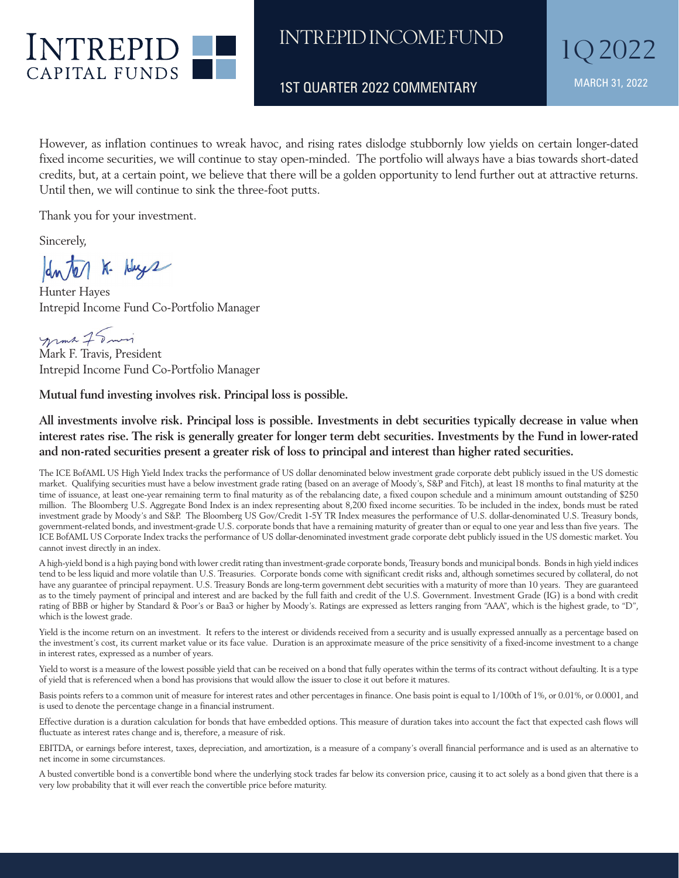However, as inflation continues to wreak havoc, and rising rates dislodge stubbornly low yields on certain longer-dated fixed income securities, we will continue to stay open-minded. The portfolio will always have a bias towards short-dated credits, but, at a certain point, we believe that there will be a golden opportunity to lend further out at attractive returns. Until then, we will continue to sink the three-foot putts.

Thank you for your investment.

Sincerely,

Hunter Hayes
Intrepid Income Fund Co-Portfolio Manager

Mark F. Travis, President
Intrepid Income Fund Co-Portfolio Manager

**Mutual fund investing involves risk. Principal loss is possible.**

**All investments involve risk. Principal loss is possible. Investments in debt securities typically decrease in value when interest rates rise. The risk is generally greater for longer term debt securities. Investments by the Fund in lower-rated and non-rated securities present a greater risk of loss to principal and interest than higher rated securities.**

The ICE BofAML US High Yield Index tracks the performance of US dollar denominated below investment grade corporate debt publicly issued in the US domestic market. Qualifying securities must have a below investment grade rating (based on an average of Moody's, S&P and Fitch), at least 18 months to final maturity at the time of issuance, at least one-year remaining term to final maturity as of the rebalancing date, a fixed coupon schedule and a minimum amount outstanding of $250 million. The Bloomberg U.S. Aggregate Bond Index is an index representing about 8,200 fixed income securities. To be included in the index, bonds must be rated investment grade by Moody's and S&P. The Bloomberg US Gov/Credit 1-5Y TR Index measures the performance of U.S. dollar-denominated U.S. Treasury bonds, government-related bonds, and investment-grade U.S. corporate bonds that have a remaining maturity of greater than or equal to one year and less than five years. The ICE BofAML US Corporate Index tracks the performance of US dollar-denominated investment grade corporate debt publicly issued in the US domestic market. You cannot invest directly in an index.

A high-yield bond is a high paying bond with lower credit rating than investment-grade corporate bonds, Treasury bonds and municipal bonds. Bonds in high yield indices tend to be less liquid and more volatile than U.S. Treasuries. Corporate bonds come with significant credit risks and, although sometimes secured by collateral, do not have any guarantee of principal repayment. U.S. Treasury Bonds are long-term government debt securities with a maturity of more than 10 years. They are guaranteed as to the timely payment of principal and interest and are backed by the full faith and credit of the U.S. Government. Investment Grade (IG) is a bond with credit rating of BBB or higher by Standard & Poor's or Baa3 or higher by Moody's. Ratings are expressed as letters ranging from "AAA", which is the highest grade, to "D", which is the lowest grade.

Yield is the income return on an investment. It refers to the interest or dividends received from a security and is usually expressed annually as a percentage based on the investment's cost, its current market value or its face value. Duration is an approximate measure of the price sensitivity of a fixed-income investment to a change in interest rates, expressed as a number of years.

Yield to worst is a measure of the lowest possible yield that can be received on a bond that fully operates within the terms of its contract without defaulting. It is a type of yield that is referenced when a bond has provisions that would allow the issuer to close it out before it matures.

Basis points refers to a common unit of measure for interest rates and other percentages in finance. One basis point is equal to 1/100th of 1%, or 0.01%, or 0.0001, and is used to denote the percentage change in a financial instrument.

Effective duration is a duration calculation for bonds that have embedded options. This measure of duration takes into account the fact that expected cash flows will fluctuate as interest rates change and is, therefore, a measure of risk.

EBITDA, or earnings before interest, taxes, depreciation, and amortization, is a measure of a company's overall financial performance and is used as an alternative to net income in some circumstances.

A busted convertible bond is a convertible bond where the underlying stock trades far below its conversion price, causing it to act solely as a bond given that there is a very low probability that it will ever reach the convertible price before maturity.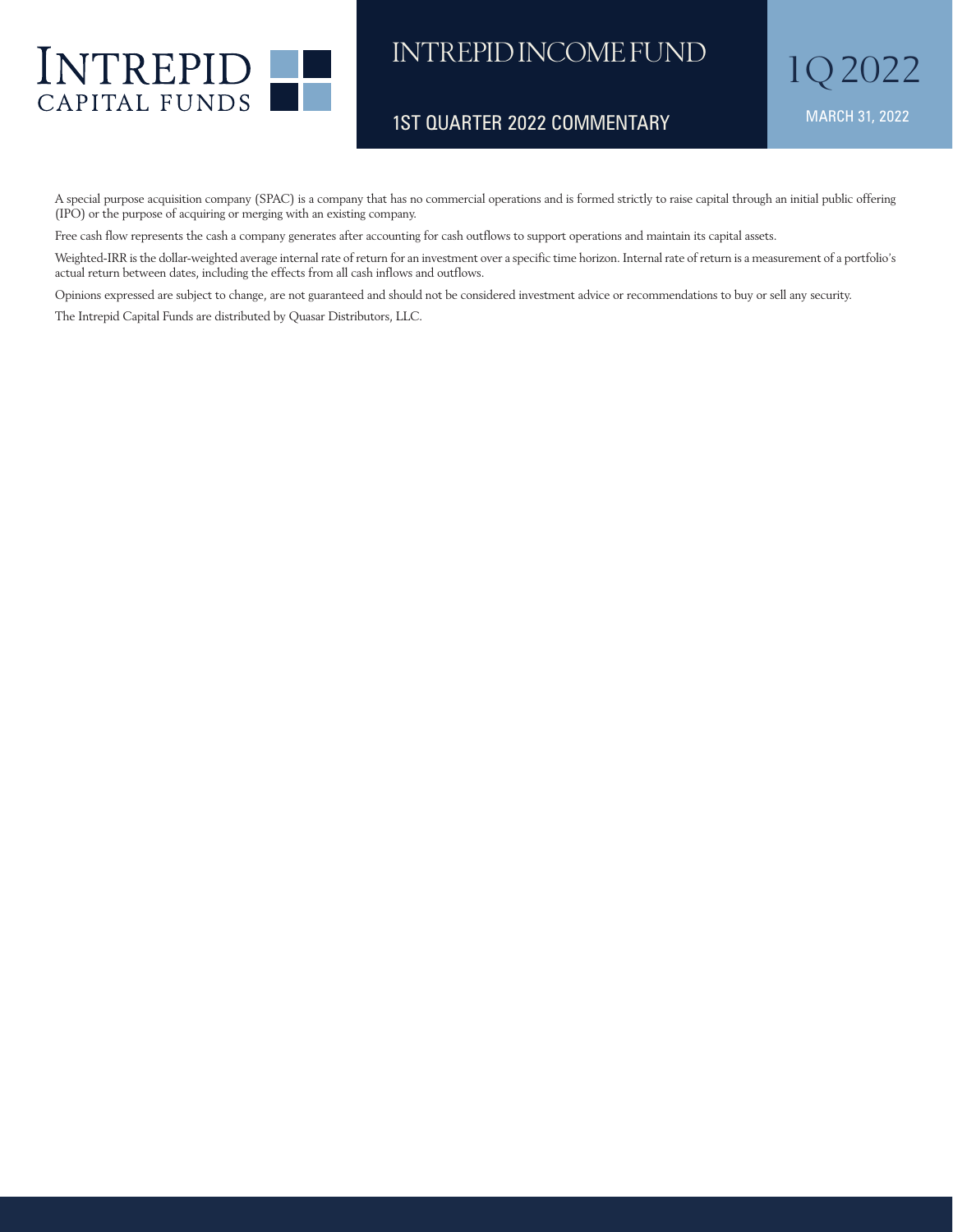A special purpose acquisition company (SPAC) is a company that has no commercial operations and is formed strictly to raise capital through an initial public offering (IPO) or the purpose of acquiring or merging with an existing company.

Free cash flow represents the cash a company generates after accounting for cash outflows to support operations and maintain its capital assets.

Weighted-IRR is the dollar-weighted average internal rate of return for an investment over a specific time horizon. Internal rate of return is a measurement of a portfolio's actual return between dates, including the effects from all cash inflows and outflows.

Opinions expressed are subject to change, are not guaranteed and should not be considered investment advice or recommendations to buy or sell any security.

The Intrepid Capital Funds are distributed by Quasar Distributors, LLC.